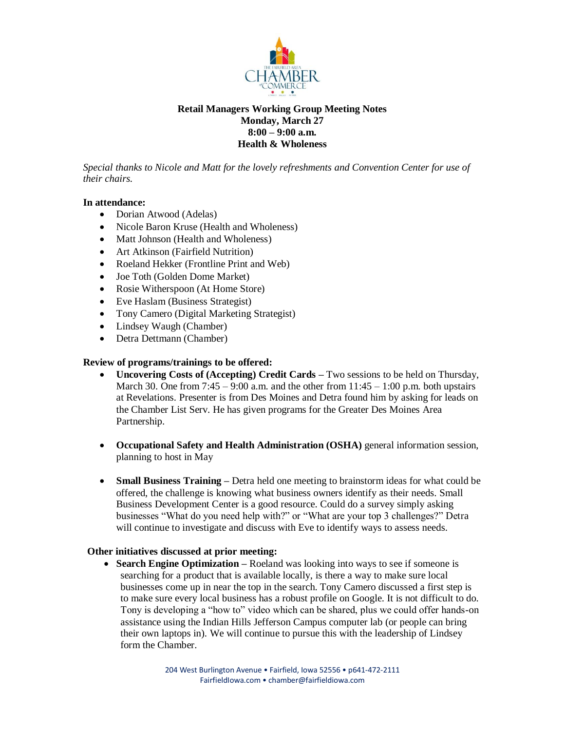# Retail Managers Working Group Meeting Notes

**Monday, March 27**
**8:00 – 9:00 a.m.**
**Health & Wholeness**

*Special thanks to Nicole and Matt for the lovely refreshments and Convention Center for use of their chairs.*

**In attendance:**

- Dorian Atwood (Adelas)
- Nicole Baron Kruse (Health and Wholeness)
- Matt Johnson (Health and Wholeness)
- Art Atkinson (Fairfield Nutrition)
- Roeland Hekker (Frontline Print and Web)
- Joe Toth (Golden Dome Market)
- Rosie Witherspoon (At Home Store)
- Eve Haslam (Business Strategist)
- Tony Camero (Digital Marketing Strategist)
- Lindsey Waugh (Chamber)
- Detra Dettmann (Chamber)

**Review of programs/trainings to be offered:**

- **Uncovering Costs of (Accepting) Credit Cards** – Two sessions to be held on Thursday, March 30. One from 7:45 – 9:00 a.m. and the other from 11:45 – 1:00 p.m. both upstairs at Revelations. Presenter is from Des Moines and Detra found him by asking for leads on the Chamber List Serv. He has given programs for the Greater Des Moines Area Partnership.
- **Occupational Safety and Health Administration (OSHA)** general information session, planning to host in May
- **Small Business Training** – Detra held one meeting to brainstorm ideas for what could be offered, the challenge is knowing what business owners identify as their needs. Small Business Development Center is a good resource. Could do a survey simply asking businesses "What do you need help with?" or "What are your top 3 challenges?" Detra will continue to investigate and discuss with Eve to identify ways to assess needs.

**Other initiatives discussed at prior meeting:**

- **Search Engine Optimization** – Roeland was looking into ways to see if someone is searching for a product that is available locally, is there a way to make sure local businesses come up in near the top in the search. Tony Camero discussed a first step is to make sure every local business has a robust profile on Google. It is not difficult to do. Tony is developing a "how to" video which can be shared, plus we could offer hands-on assistance using the Indian Hills Jefferson Campus computer lab (or people can bring their own laptops in). We will continue to pursue this with the leadership of Lindsey form the Chamber.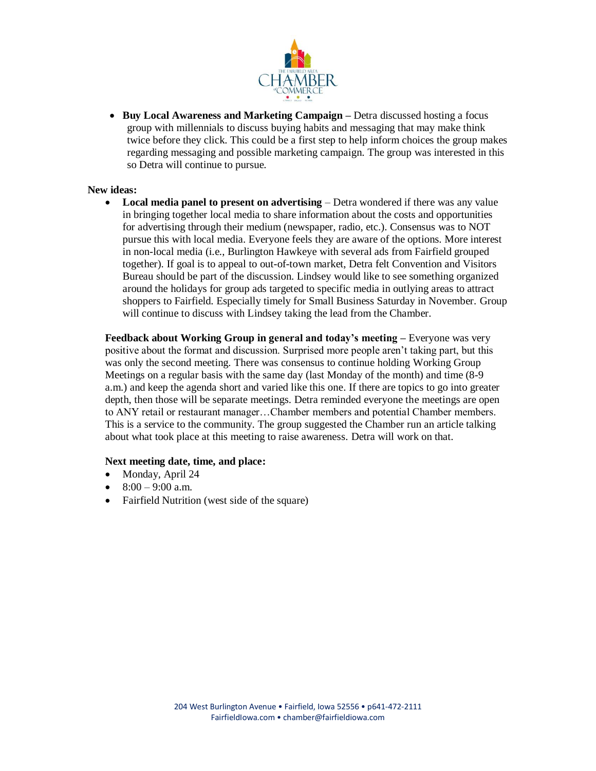- **Buy Local Awareness and Marketing Campaign –** Detra discussed hosting a focus group with millennials to discuss buying habits and messaging that may make think twice before they click. This could be a first step to help inform choices the group makes regarding messaging and possible marketing campaign. The group was interested in this so Detra will continue to pursue.

**New ideas:**

- **Local media panel to present on advertising** – Detra wondered if there was any value in bringing together local media to share information about the costs and opportunities for advertising through their medium (newspaper, radio, etc.). Consensus was to NOT pursue this with local media. Everyone feels they are aware of the options. More interest in non-local media (i.e., Burlington Hawkeye with several ads from Fairfield grouped together). If goal is to appeal to out-of-town market, Detra felt Convention and Visitors Bureau should be part of the discussion. Lindsey would like to see something organized around the holidays for group ads targeted to specific media in outlying areas to attract shoppers to Fairfield. Especially timely for Small Business Saturday in November. Group will continue to discuss with Lindsey taking the lead from the Chamber.

**Feedback about Working Group in general and today's meeting –** Everyone was very positive about the format and discussion. Surprised more people aren't taking part, but this was only the second meeting. There was consensus to continue holding Working Group Meetings on a regular basis with the same day (last Monday of the month) and time (8-9 a.m.) and keep the agenda short and varied like this one. If there are topics to go into greater depth, then those will be separate meetings. Detra reminded everyone the meetings are open to ANY retail or restaurant manager…Chamber members and potential Chamber members. This is a service to the community. The group suggested the Chamber run an article talking about what took place at this meeting to raise awareness. Detra will work on that.

**Next meeting date, time, and place:**

- Monday, April 24
- 8:00 – 9:00 a.m.
- Fairfield Nutrition (west side of the square)